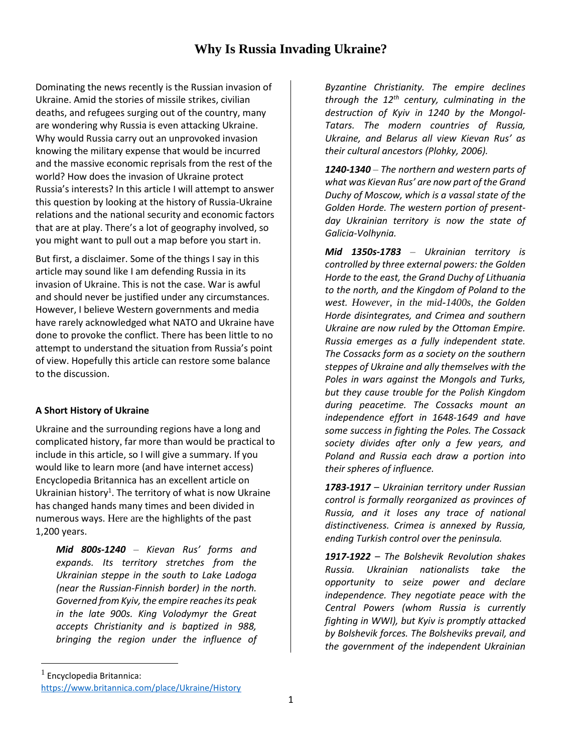# Why Is Russia Invading Ukraine?

Dominating the news recently is the Russian invasion of Ukraine. Amid the stories of missile strikes, civilian deaths, and refugees surging out of the country, many are wondering why Russia is even attacking Ukraine. Why would Russia carry out an unprovoked invasion knowing the military expense that would be incurred and the massive economic reprisals from the rest of the world? How does the invasion of Ukraine protect Russia's interests? In this article I will attempt to answer this question by looking at the history of Russia-Ukraine relations and the national security and economic factors that are at play. There's a lot of geography involved, so you might want to pull out a map before you start in.

But first, a disclaimer. Some of the things I say in this article may sound like I am defending Russia in its invasion of Ukraine. This is not the case. War is awful and should never be justified under any circumstances. However, I believe Western governments and media have rarely acknowledged what NATO and Ukraine have done to provoke the conflict. There has been little to no attempt to understand the situation from Russia's point of view. Hopefully this article can restore some balance to the discussion.

**A Short History of Ukraine**

Ukraine and the surrounding regions have a long and complicated history, far more than would be practical to include in this article, so I will give a summary. If you would like to learn more (and have internet access) Encyclopedia Britannica has an excellent article on Ukrainian history[1]. The territory of what is now Ukraine has changed hands many times and been divided in numerous ways. Here are the highlights of the past 1,200 years.

> ***Mid 800s-1240*** – *Kievan Rus' forms and expands. Its territory stretches from the Ukrainian steppe in the south to Lake Ladoga (near the Russian-Finnish border) in the north. Governed from Kyiv, the empire reaches its peak in the late 900s. King Volodymyr the Great accepts Christianity and is baptized in 988, bringing the region under the influence of Byzantine Christianity. The empire declines through the 12th century, culminating in the destruction of Kyiv in 1240 by the Mongol-Tatars. The modern countries of Russia, Ukraine, and Belarus all view Kievan Rus' as their cultural ancestors (Plohky, 2006).*
>
> ***1240-1340*** – *The northern and western parts of what was Kievan Rus' are now part of the Grand Duchy of Moscow, which is a vassal state of the Golden Horde. The western portion of present-day Ukrainian territory is now the state of Galicia-Volhynia.*
>
> ***Mid 1350s-1783*** – *Ukrainian territory is controlled by three external powers: the Golden Horde to the east, the Grand Duchy of Lithuania to the north, and the Kingdom of Poland to the west. However, in the mid-1400s, the Golden Horde disintegrates, and Crimea and southern Ukraine are now ruled by the Ottoman Empire. Russia emerges as a fully independent state. The Cossacks form as a society on the southern steppes of Ukraine and ally themselves with the Poles in wars against the Mongols and Turks, but they cause trouble for the Polish Kingdom during peacetime. The Cossacks mount an independence effort in 1648-1649 and have some success in fighting the Poles. The Cossack society divides after only a few years, and Poland and Russia each draw a portion into their spheres of influence.*
>
> ***1783-1917*** – *Ukrainian territory under Russian control is formally reorganized as provinces of Russia, and it loses any trace of national distinctiveness. Crimea is annexed by Russia, ending Turkish control over the peninsula.*
>
> ***1917-1922*** – *The Bolshevik Revolution shakes Russia. Ukrainian nationalists take the opportunity to seize power and declare independence. They negotiate peace with the Central Powers (whom Russia is currently fighting in WWI), but Kyiv is promptly attacked by Bolshevik forces. The Bolsheviks prevail, and the government of the independent Ukrainian*

[1] Encyclopedia Britannica: https://www.britannica.com/place/Ukraine/History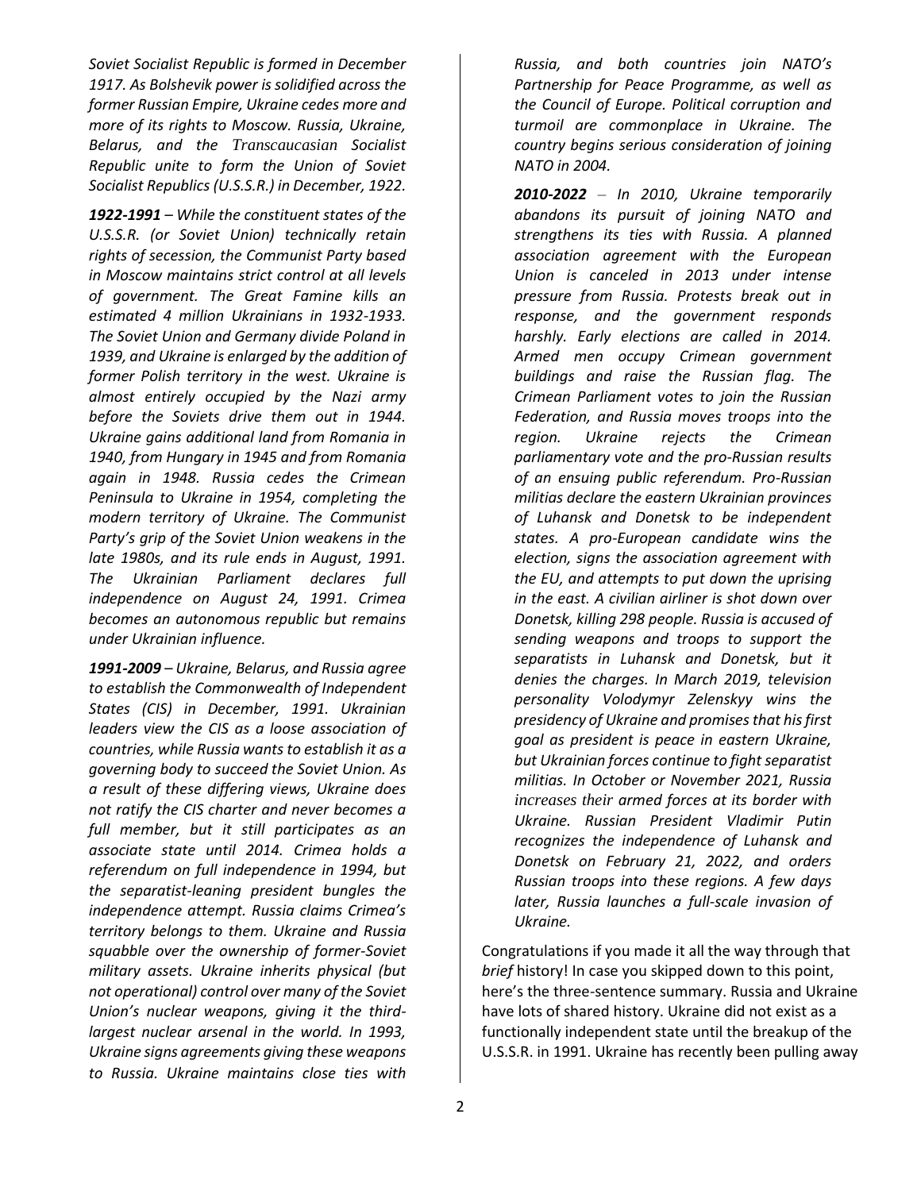*Soviet Socialist Republic is formed in December 1917. As Bolshevik power is solidified across the former Russian Empire, Ukraine cedes more and more of its rights to Moscow. Russia, Ukraine, Belarus, and the Transcaucasian Socialist Republic unite to form the Union of Soviet Socialist Republics (U.S.S.R.) in December, 1922.*

***1922-1991*** *– While the constituent states of the U.S.S.R. (or Soviet Union) technically retain rights of secession, the Communist Party based in Moscow maintains strict control at all levels of government. The Great Famine kills an estimated 4 million Ukrainians in 1932-1933. The Soviet Union and Germany divide Poland in 1939, and Ukraine is enlarged by the addition of former Polish territory in the west. Ukraine is almost entirely occupied by the Nazi army before the Soviets drive them out in 1944. Ukraine gains additional land from Romania in 1940, from Hungary in 1945 and from Romania again in 1948. Russia cedes the Crimean Peninsula to Ukraine in 1954, completing the modern territory of Ukraine. The Communist Party's grip of the Soviet Union weakens in the late 1980s, and its rule ends in August, 1991. The Ukrainian Parliament declares full independence on August 24, 1991. Crimea becomes an autonomous republic but remains under Ukrainian influence.*

***1991-2009*** *– Ukraine, Belarus, and Russia agree to establish the Commonwealth of Independent States (CIS) in December, 1991. Ukrainian leaders view the CIS as a loose association of countries, while Russia wants to establish it as a governing body to succeed the Soviet Union. As a result of these differing views, Ukraine does not ratify the CIS charter and never becomes a full member, but it still participates as an associate state until 2014. Crimea holds a referendum on full independence in 1994, but the separatist-leaning president bungles the independence attempt. Russia claims Crimea's territory belongs to them. Ukraine and Russia squabble over the ownership of former-Soviet military assets. Ukraine inherits physical (but not operational) control over many of the Soviet Union's nuclear weapons, giving it the third-largest nuclear arsenal in the world. In 1993, Ukraine signs agreements giving these weapons to Russia. Ukraine maintains close ties with Russia, and both countries join NATO's Partnership for Peace Programme, as well as the Council of Europe. Political corruption and turmoil are commonplace in Ukraine. The country begins serious consideration of joining NATO in 2004.*

***2010-2022*** *– In 2010, Ukraine temporarily abandons its pursuit of joining NATO and strengthens its ties with Russia. A planned association agreement with the European Union is canceled in 2013 under intense pressure from Russia. Protests break out in response, and the government responds harshly. Early elections are called in 2014. Armed men occupy Crimean government buildings and raise the Russian flag. The Crimean Parliament votes to join the Russian Federation, and Russia moves troops into the region. Ukraine rejects the Crimean parliamentary vote and the pro-Russian results of an ensuing public referendum. Pro-Russian militias declare the eastern Ukrainian provinces of Luhansk and Donetsk to be independent states. A pro-European candidate wins the election, signs the association agreement with the EU, and attempts to put down the uprising in the east. A civilian airliner is shot down over Donetsk, killing 298 people. Russia is accused of sending weapons and troops to support the separatists in Luhansk and Donetsk, but it denies the charges. In March 2019, television personality Volodymyr Zelenskyy wins the presidency of Ukraine and promises that his first goal as president is peace in eastern Ukraine, but Ukrainian forces continue to fight separatist militias. In October or November 2021, Russia increases their armed forces at its border with Ukraine. Russian President Vladimir Putin recognizes the independence of Luhansk and Donetsk on February 21, 2022, and orders Russian troops into these regions. A few days later, Russia launches a full-scale invasion of Ukraine.*

Congratulations if you made it all the way through that *brief* history! In case you skipped down to this point, here's the three-sentence summary. Russia and Ukraine have lots of shared history. Ukraine did not exist as a functionally independent state until the breakup of the U.S.S.R. in 1991. Ukraine has recently been pulling away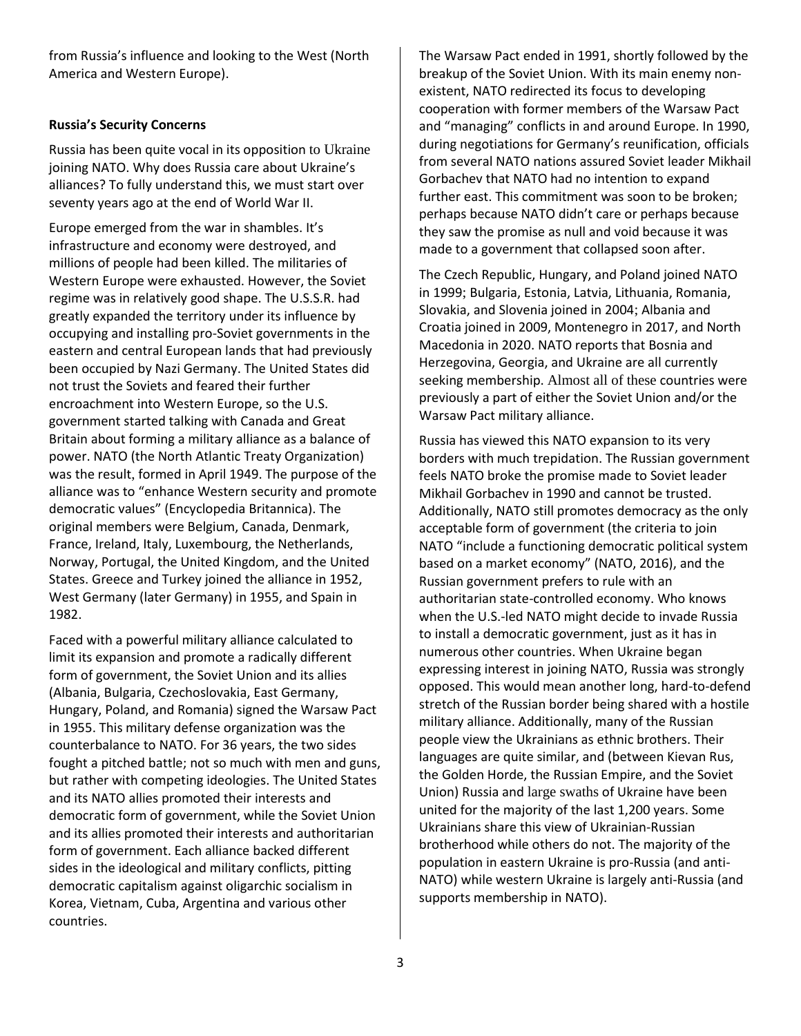from Russia's influence and looking to the West (North America and Western Europe).

**Russia's Security Concerns**

Russia has been quite vocal in its opposition to Ukraine joining NATO. Why does Russia care about Ukraine's alliances? To fully understand this, we must start over seventy years ago at the end of World War II.

Europe emerged from the war in shambles. It's infrastructure and economy were destroyed, and millions of people had been killed. The militaries of Western Europe were exhausted. However, the Soviet regime was in relatively good shape. The U.S.S.R. had greatly expanded the territory under its influence by occupying and installing pro-Soviet governments in the eastern and central European lands that had previously been occupied by Nazi Germany. The United States did not trust the Soviets and feared their further encroachment into Western Europe, so the U.S. government started talking with Canada and Great Britain about forming a military alliance as a balance of power. NATO (the North Atlantic Treaty Organization) was the result, formed in April 1949. The purpose of the alliance was to "enhance Western security and promote democratic values" (Encyclopedia Britannica). The original members were Belgium, Canada, Denmark, France, Ireland, Italy, Luxembourg, the Netherlands, Norway, Portugal, the United Kingdom, and the United States. Greece and Turkey joined the alliance in 1952, West Germany (later Germany) in 1955, and Spain in 1982.

Faced with a powerful military alliance calculated to limit its expansion and promote a radically different form of government, the Soviet Union and its allies (Albania, Bulgaria, Czechoslovakia, East Germany, Hungary, Poland, and Romania) signed the Warsaw Pact in 1955. This military defense organization was the counterbalance to NATO. For 36 years, the two sides fought a pitched battle; not so much with men and guns, but rather with competing ideologies. The United States and its NATO allies promoted their interests and democratic form of government, while the Soviet Union and its allies promoted their interests and authoritarian form of government. Each alliance backed different sides in the ideological and military conflicts, pitting democratic capitalism against oligarchic socialism in Korea, Vietnam, Cuba, Argentina and various other countries.

The Warsaw Pact ended in 1991, shortly followed by the breakup of the Soviet Union. With its main enemy non-existent, NATO redirected its focus to developing cooperation with former members of the Warsaw Pact and "managing" conflicts in and around Europe. In 1990, during negotiations for Germany's reunification, officials from several NATO nations assured Soviet leader Mikhail Gorbachev that NATO had no intention to expand further east. This commitment was soon to be broken; perhaps because NATO didn't care or perhaps because they saw the promise as null and void because it was made to a government that collapsed soon after.

The Czech Republic, Hungary, and Poland joined NATO in 1999; Bulgaria, Estonia, Latvia, Lithuania, Romania, Slovakia, and Slovenia joined in 2004; Albania and Croatia joined in 2009, Montenegro in 2017, and North Macedonia in 2020. NATO reports that Bosnia and Herzegovina, Georgia, and Ukraine are all currently seeking membership. Almost all of these countries were previously a part of either the Soviet Union and/or the Warsaw Pact military alliance.

Russia has viewed this NATO expansion to its very borders with much trepidation. The Russian government feels NATO broke the promise made to Soviet leader Mikhail Gorbachev in 1990 and cannot be trusted. Additionally, NATO still promotes democracy as the only acceptable form of government (the criteria to join NATO "include a functioning democratic political system based on a market economy" (NATO, 2016), and the Russian government prefers to rule with an authoritarian state-controlled economy. Who knows when the U.S.-led NATO might decide to invade Russia to install a democratic government, just as it has in numerous other countries. When Ukraine began expressing interest in joining NATO, Russia was strongly opposed. This would mean another long, hard-to-defend stretch of the Russian border being shared with a hostile military alliance. Additionally, many of the Russian people view the Ukrainians as ethnic brothers. Their languages are quite similar, and (between Kievan Rus, the Golden Horde, the Russian Empire, and the Soviet Union) Russia and large swaths of Ukraine have been united for the majority of the last 1,200 years. Some Ukrainians share this view of Ukrainian-Russian brotherhood while others do not. The majority of the population in eastern Ukraine is pro-Russia (and anti-NATO) while western Ukraine is largely anti-Russia (and supports membership in NATO).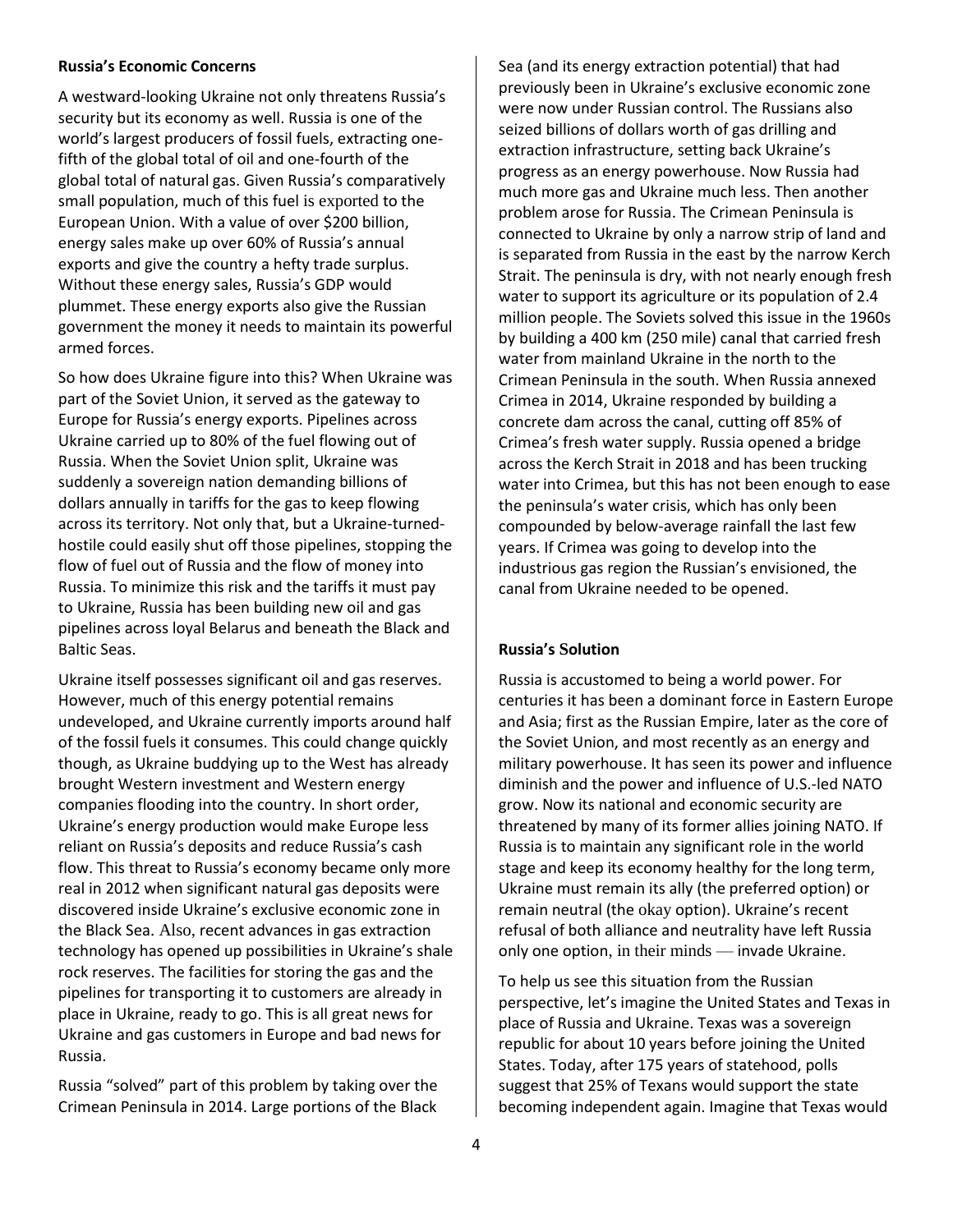### Russia's Economic Concerns

A westward-looking Ukraine not only threatens Russia's security but its economy as well. Russia is one of the world's largest producers of fossil fuels, extracting one-fifth of the global total of oil and one-fourth of the global total of natural gas. Given Russia's comparatively small population, much of this fuel is exported to the European Union. With a value of over $200 billion, energy sales make up over 60% of Russia's annual exports and give the country a hefty trade surplus. Without these energy sales, Russia's GDP would plummet. These energy exports also give the Russian government the money it needs to maintain its powerful armed forces.

So how does Ukraine figure into this? When Ukraine was part of the Soviet Union, it served as the gateway to Europe for Russia's energy exports. Pipelines across Ukraine carried up to 80% of the fuel flowing out of Russia. When the Soviet Union split, Ukraine was suddenly a sovereign nation demanding billions of dollars annually in tariffs for the gas to keep flowing across its territory. Not only that, but a Ukraine-turned-hostile could easily shut off those pipelines, stopping the flow of fuel out of Russia and the flow of money into Russia. To minimize this risk and the tariffs it must pay to Ukraine, Russia has been building new oil and gas pipelines across loyal Belarus and beneath the Black and Baltic Seas.

Ukraine itself possesses significant oil and gas reserves. However, much of this energy potential remains undeveloped, and Ukraine currently imports around half of the fossil fuels it consumes. This could change quickly though, as Ukraine buddying up to the West has already brought Western investment and Western energy companies flooding into the country. In short order, Ukraine's energy production would make Europe less reliant on Russia's deposits and reduce Russia's cash flow. This threat to Russia's economy became only more real in 2012 when significant natural gas deposits were discovered inside Ukraine's exclusive economic zone in the Black Sea. Also, recent advances in gas extraction technology has opened up possibilities in Ukraine's shale rock reserves. The facilities for storing the gas and the pipelines for transporting it to customers are already in place in Ukraine, ready to go. This is all great news for Ukraine and gas customers in Europe and bad news for Russia.

Russia "solved" part of this problem by taking over the Crimean Peninsula in 2014. Large portions of the Black Sea (and its energy extraction potential) that had previously been in Ukraine's exclusive economic zone were now under Russian control. The Russians also seized billions of dollars worth of gas drilling and extraction infrastructure, setting back Ukraine's progress as an energy powerhouse. Now Russia had much more gas and Ukraine much less. Then another problem arose for Russia. The Crimean Peninsula is connected to Ukraine by only a narrow strip of land and is separated from Russia in the east by the narrow Kerch Strait. The peninsula is dry, with not nearly enough fresh water to support its agriculture or its population of 2.4 million people. The Soviets solved this issue in the 1960s by building a 400 km (250 mile) canal that carried fresh water from mainland Ukraine in the north to the Crimean Peninsula in the south. When Russia annexed Crimea in 2014, Ukraine responded by building a concrete dam across the canal, cutting off 85% of Crimea's fresh water supply. Russia opened a bridge across the Kerch Strait in 2018 and has been trucking water into Crimea, but this has not been enough to ease the peninsula's water crisis, which has only been compounded by below-average rainfall the last few years. If Crimea was going to develop into the industrious gas region the Russian's envisioned, the canal from Ukraine needed to be opened.

### Russia's Solution

Russia is accustomed to being a world power. For centuries it has been a dominant force in Eastern Europe and Asia; first as the Russian Empire, later as the core of the Soviet Union, and most recently as an energy and military powerhouse. It has seen its power and influence diminish and the power and influence of U.S.-led NATO grow. Now its national and economic security are threatened by many of its former allies joining NATO. If Russia is to maintain any significant role in the world stage and keep its economy healthy for the long term, Ukraine must remain its ally (the preferred option) or remain neutral (the okay option). Ukraine's recent refusal of both alliance and neutrality have left Russia only one option, in their minds — invade Ukraine.

To help us see this situation from the Russian perspective, let's imagine the United States and Texas in place of Russia and Ukraine. Texas was a sovereign republic for about 10 years before joining the United States. Today, after 175 years of statehood, polls suggest that 25% of Texans would support the state becoming independent again. Imagine that Texas would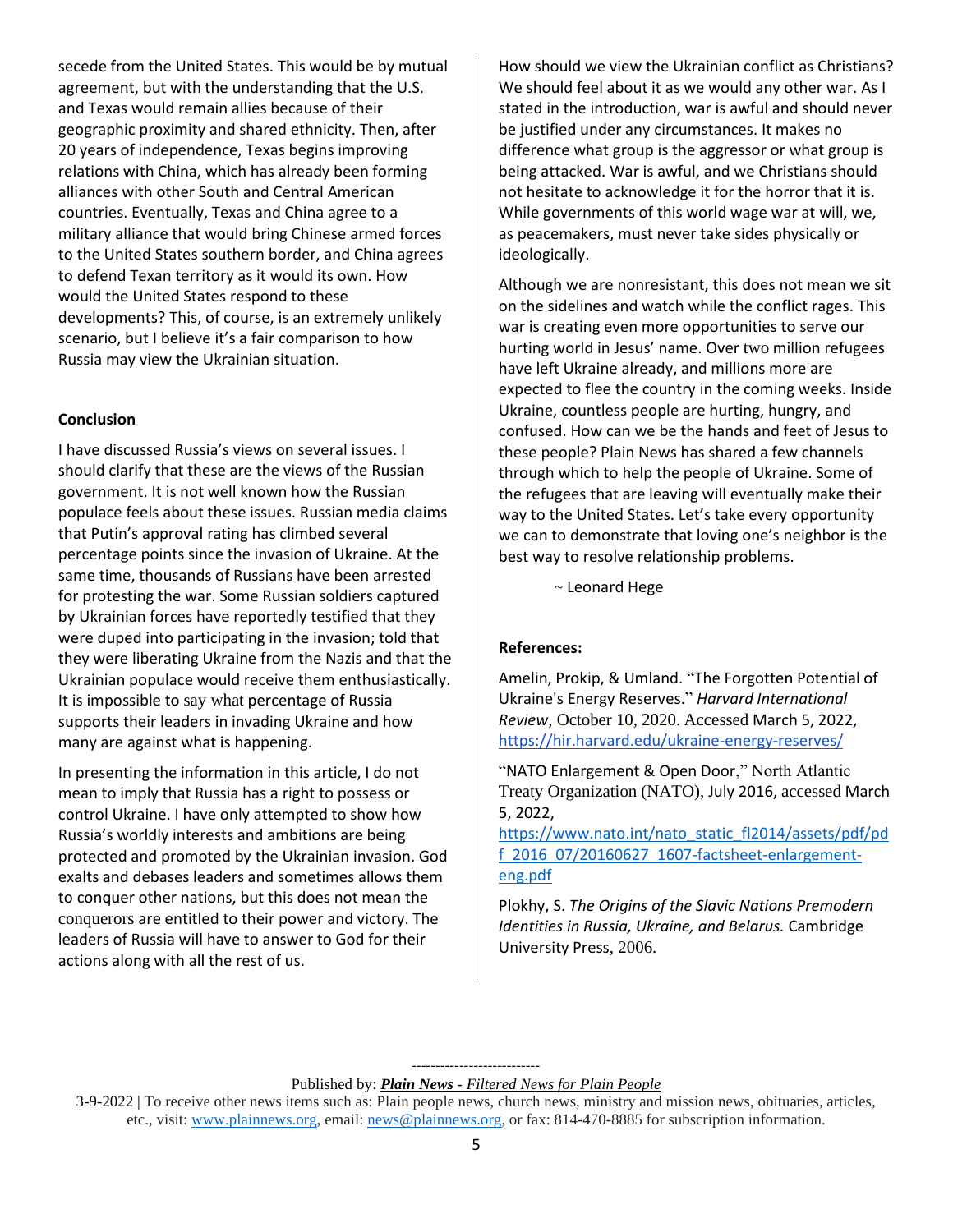secede from the United States. This would be by mutual agreement, but with the understanding that the U.S. and Texas would remain allies because of their geographic proximity and shared ethnicity. Then, after 20 years of independence, Texas begins improving relations with China, which has already been forming alliances with other South and Central American countries. Eventually, Texas and China agree to a military alliance that would bring Chinese armed forces to the United States southern border, and China agrees to defend Texan territory as it would its own. How would the United States respond to these developments? This, of course, is an extremely unlikely scenario, but I believe it's a fair comparison to how Russia may view the Ukrainian situation.

**Conclusion**

I have discussed Russia's views on several issues. I should clarify that these are the views of the Russian government. It is not well known how the Russian populace feels about these issues. Russian media claims that Putin's approval rating has climbed several percentage points since the invasion of Ukraine. At the same time, thousands of Russians have been arrested for protesting the war. Some Russian soldiers captured by Ukrainian forces have reportedly testified that they were duped into participating in the invasion; told that they were liberating Ukraine from the Nazis and that the Ukrainian populace would receive them enthusiastically. It is impossible to say what percentage of Russia supports their leaders in invading Ukraine and how many are against what is happening.

In presenting the information in this article, I do not mean to imply that Russia has a right to possess or control Ukraine. I have only attempted to show how Russia's worldly interests and ambitions are being protected and promoted by the Ukrainian invasion. God exalts and debases leaders and sometimes allows them to conquer other nations, but this does not mean the conquerors are entitled to their power and victory. The leaders of Russia will have to answer to God for their actions along with all the rest of us.

How should we view the Ukrainian conflict as Christians? We should feel about it as we would any other war. As I stated in the introduction, war is awful and should never be justified under any circumstances. It makes no difference what group is the aggressor or what group is being attacked. War is awful, and we Christians should not hesitate to acknowledge it for the horror that it is. While governments of this world wage war at will, we, as peacemakers, must never take sides physically or ideologically.

Although we are nonresistant, this does not mean we sit on the sidelines and watch while the conflict rages. This war is creating even more opportunities to serve our hurting world in Jesus' name. Over two million refugees have left Ukraine already, and millions more are expected to flee the country in the coming weeks. Inside Ukraine, countless people are hurting, hungry, and confused. How can we be the hands and feet of Jesus to these people? Plain News has shared a few channels through which to help the people of Ukraine. Some of the refugees that are leaving will eventually make their way to the United States. Let's take every opportunity we can to demonstrate that loving one's neighbor is the best way to resolve relationship problems.

~ Leonard Hege

**References:**

Amelin, Prokip, & Umland. "The Forgotten Potential of Ukraine's Energy Reserves." *Harvard International Review*, October 10, 2020. Accessed March 5, 2022, https://hir.harvard.edu/ukraine-energy-reserves/

"NATO Enlargement & Open Door," North Atlantic Treaty Organization (NATO), July 2016, accessed March 5, 2022, https://www.nato.int/nato_static_fl2014/assets/pdf/pdf_2016_07/20160627_1607-factsheet-enlargement-eng.pdf

Plokhy, S. *The Origins of the Slavic Nations Premodern Identities in Russia, Ukraine, and Belarus.* Cambridge University Press, 2006.

---------------------------

Published by: ***Plain News** - Filtered News for Plain People*

3-9-2022 | To receive other news items such as: Plain people news, church news, ministry and mission news, obituaries, articles, etc., visit: www.plainnews.org, email: news@plainnews.org, or fax: 814-470-8885 for subscription information.